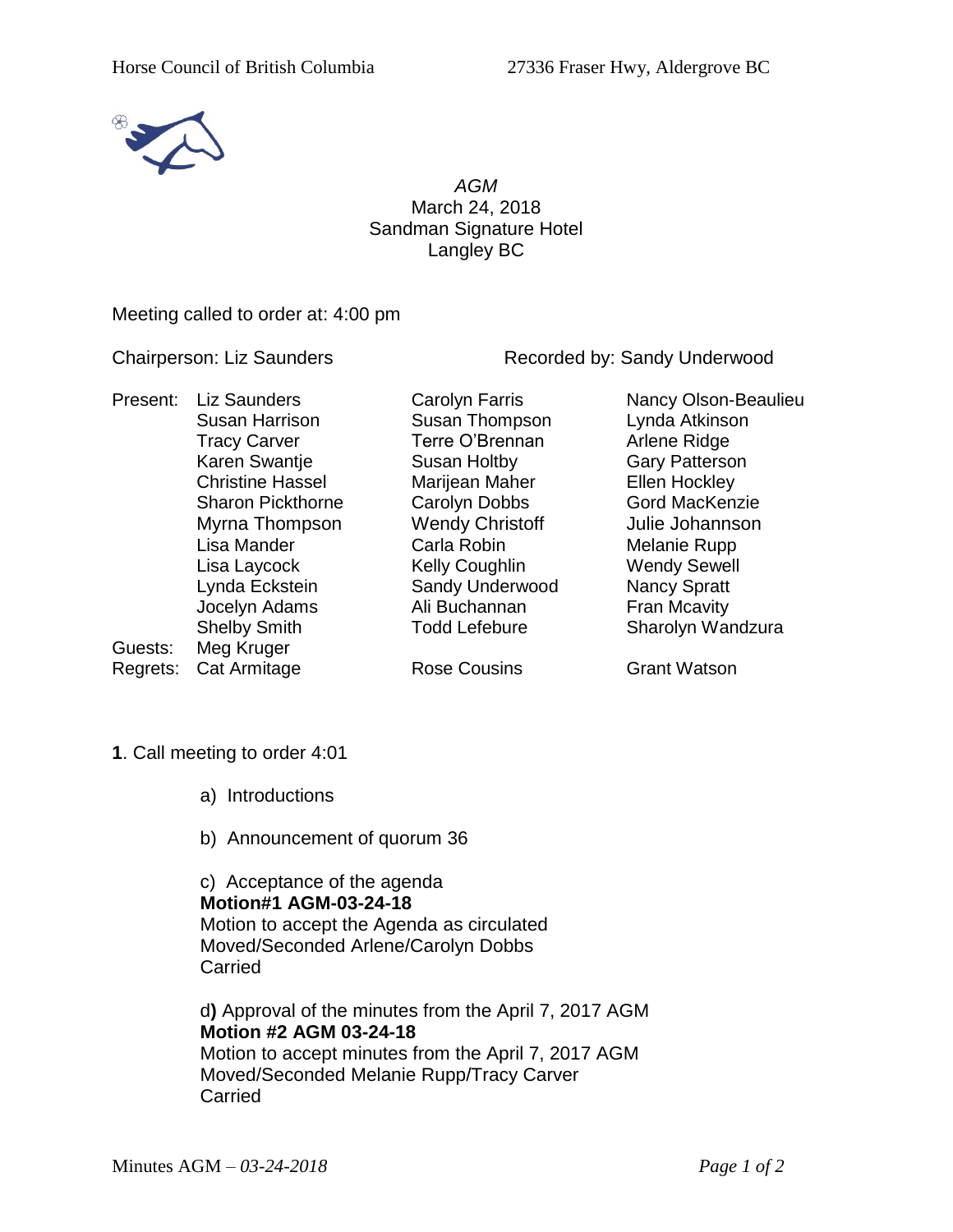Horse Council of British Columbia 27336 Fraser Hwy, Aldergrove BC

*AGM*
March 24, 2018
Sandman Signature Hotel
Langley BC

Meeting called to order at: 4:00 pm

Chairperson: Liz Saunders Recorded by: Sandy Underwood

| | | | |
|---|---|---|---|
| Present: | Liz Saunders | Carolyn Farris | Nancy Olson-Beaulieu |
| | Susan Harrison | Susan Thompson | Lynda Atkinson |
| | Tracy Carver | Terre O'Brennan | Arlene Ridge |
| | Karen Swantje | Susan Holtby | Gary Patterson |
| | Christine Hassel | Marijean Maher | Ellen Hockley |
| | Sharon Pickthorne | Carolyn Dobbs | Gord MacKenzie |
| | Myrna Thompson | Wendy Christoff | Julie Johannson |
| | Lisa Mander | Carla Robin | Melanie Rupp |
| | Lisa Laycock | Kelly Coughlin | Wendy Sewell |
| | Lynda Eckstein | Sandy Underwood | Nancy Spratt |
| | Jocelyn Adams | Ali Buchannan | Fran Mcavity |
| | Shelby Smith | Todd Lefebure | Sharolyn Wandzura |
| Guests: | Meg Kruger | | |
| Regrets: | Cat Armitage | Rose Cousins | Grant Watson |

**1**. Call meeting to order 4:01

a) Introductions

b) Announcement of quorum 36

c) Acceptance of the agenda
**Motion#1 AGM-03-24-18**
Motion to accept the Agenda as circulated
Moved/Seconded Arlene/Carolyn Dobbs
Carried

d**)** Approval of the minutes from the April 7, 2017 AGM
**Motion #2 AGM 03-24-18**
Motion to accept minutes from the April 7, 2017 AGM
Moved/Seconded Melanie Rupp/Tracy Carver
Carried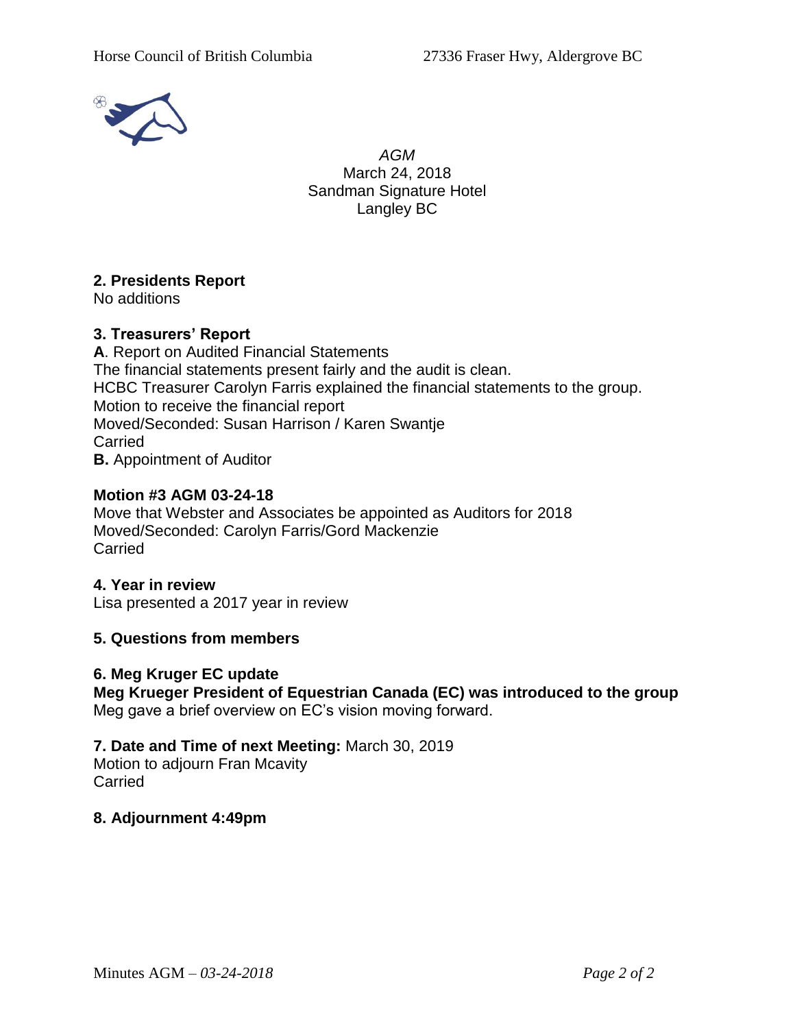*AGM*
March 24, 2018
Sandman Signature Hotel
Langley BC

**2. Presidents Report**
No additions

**3. Treasurers' Report**
**A**. Report on Audited Financial Statements
The financial statements present fairly and the audit is clean.
HCBC Treasurer Carolyn Farris explained the financial statements to the group.
Motion to receive the financial report
Moved/Seconded: Susan Harrison / Karen Swantje
Carried
**B.** Appointment of Auditor

**Motion #3 AGM 03-24-18**
Move that Webster and Associates be appointed as Auditors for 2018
Moved/Seconded: Carolyn Farris/Gord Mackenzie
Carried

**4. Year in review**
Lisa presented a 2017 year in review

**5. Questions from members**

**6. Meg Kruger EC update**
**Meg Krueger President of Equestrian Canada (EC) was introduced to the group**
Meg gave a brief overview on EC's vision moving forward.

**7. Date and Time of next Meeting:** March 30, 2019
Motion to adjourn Fran Mcavity
Carried

**8. Adjournment 4:49pm**